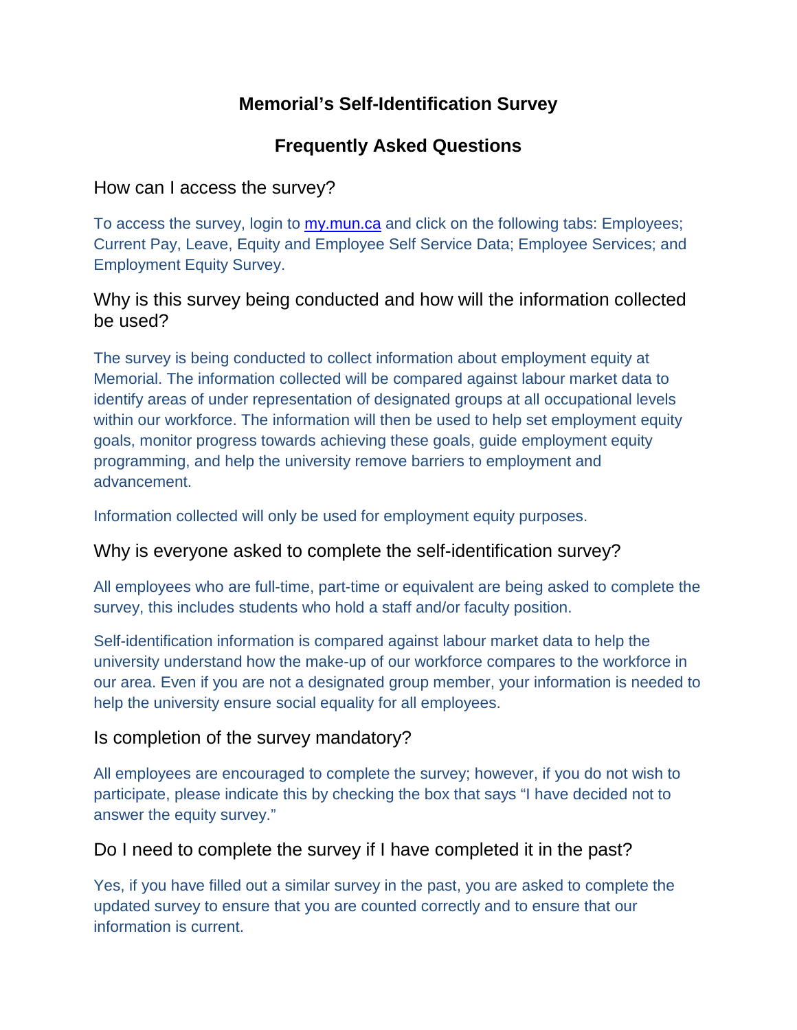# Memorial's Self-Identification Survey

## Frequently Asked Questions

### How can I access the survey?

To access the survey, login to [my.mun.ca](my.mun.ca) and click on the following tabs: Employees; Current Pay, Leave, Equity and Employee Self Service Data; Employee Services; and Employment Equity Survey.

### Why is this survey being conducted and how will the information collected be used?

The survey is being conducted to collect information about employment equity at Memorial. The information collected will be compared against labour market data to identify areas of under representation of designated groups at all occupational levels within our workforce. The information will then be used to help set employment equity goals, monitor progress towards achieving these goals, guide employment equity programming, and help the university remove barriers to employment and advancement.

Information collected will only be used for employment equity purposes.

### Why is everyone asked to complete the self-identification survey?

All employees who are full-time, part-time or equivalent are being asked to complete the survey, this includes students who hold a staff and/or faculty position.

Self-identification information is compared against labour market data to help the university understand how the make-up of our workforce compares to the workforce in our area. Even if you are not a designated group member, your information is needed to help the university ensure social equality for all employees.

### Is completion of the survey mandatory?

All employees are encouraged to complete the survey; however, if you do not wish to participate, please indicate this by checking the box that says "I have decided not to answer the equity survey."

### Do I need to complete the survey if I have completed it in the past?

Yes, if you have filled out a similar survey in the past, you are asked to complete the updated survey to ensure that you are counted correctly and to ensure that our information is current.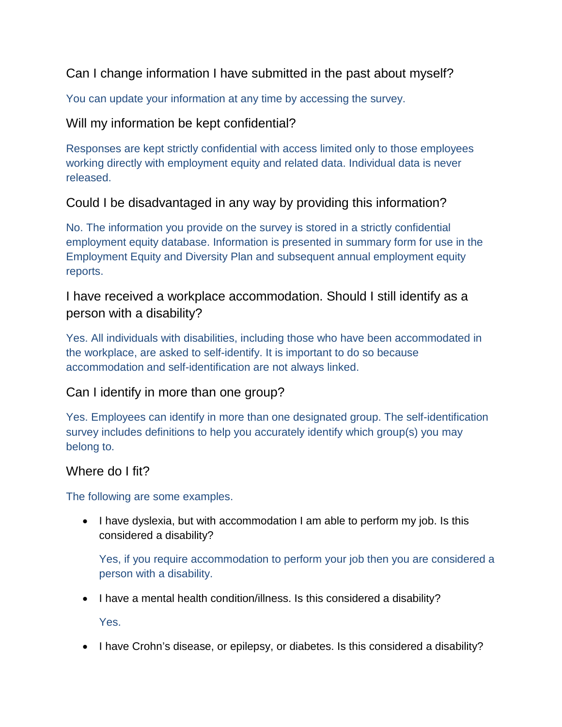## Can I change information I have submitted in the past about myself?

You can update your information at any time by accessing the survey.

## Will my information be kept confidential?

Responses are kept strictly confidential with access limited only to those employees working directly with employment equity and related data. Individual data is never released.

## Could I be disadvantaged in any way by providing this information?

No. The information you provide on the survey is stored in a strictly confidential employment equity database. Information is presented in summary form for use in the Employment Equity and Diversity Plan and subsequent annual employment equity reports.

## I have received a workplace accommodation. Should I still identify as a person with a disability?

Yes. All individuals with disabilities, including those who have been accommodated in the workplace, are asked to self-identify. It is important to do so because accommodation and self-identification are not always linked.

## Can I identify in more than one group?

Yes. Employees can identify in more than one designated group. The self-identification survey includes definitions to help you accurately identify which group(s) you may belong to.

## Where do I fit?

The following are some examples.

- I have dyslexia, but with accommodation I am able to perform my job. Is this considered a disability?

  Yes, if you require accommodation to perform your job then you are considered a person with a disability.

- I have a mental health condition/illness. Is this considered a disability?

  Yes.

- I have Crohn's disease, or epilepsy, or diabetes. Is this considered a disability?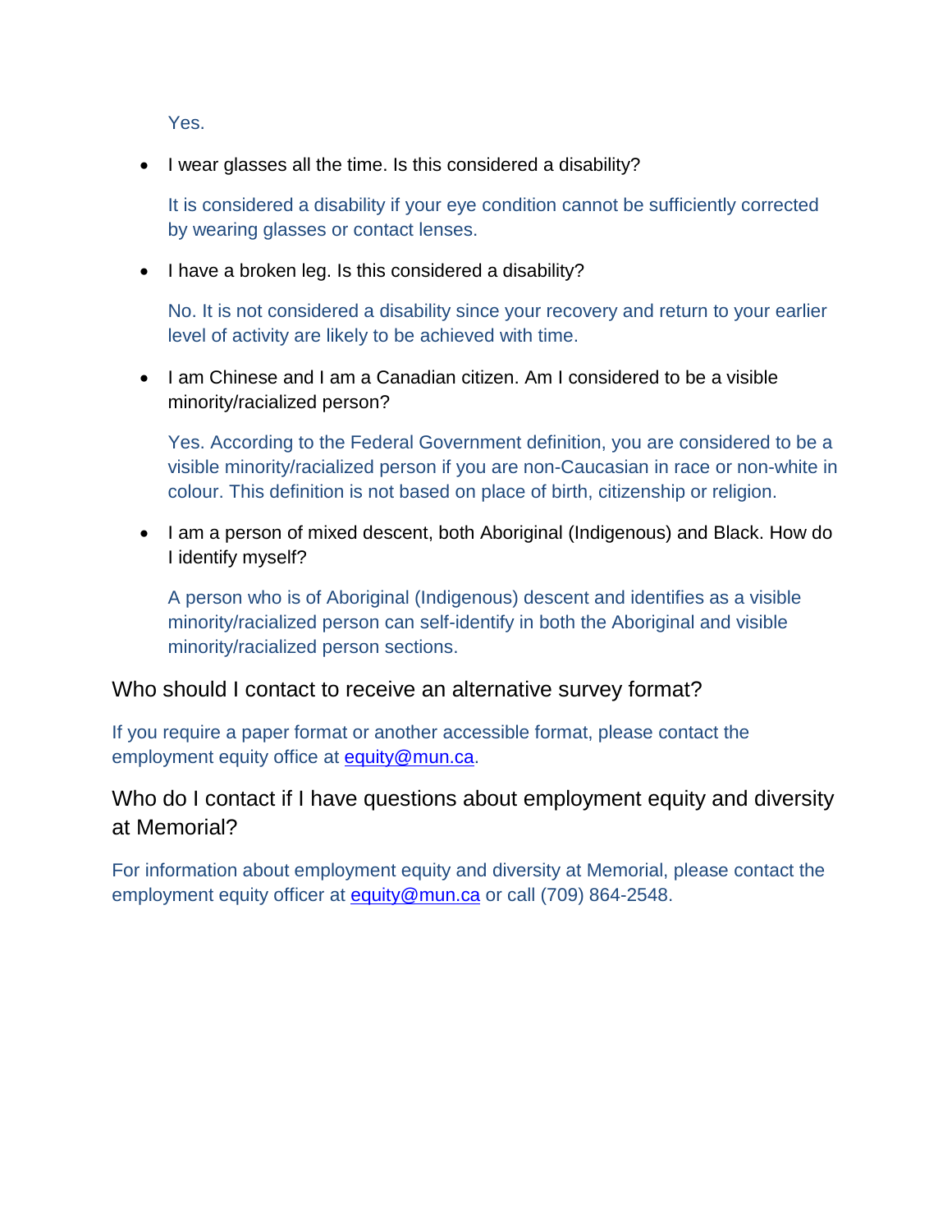Yes.

- I wear glasses all the time. Is this considered a disability?

  It is considered a disability if your eye condition cannot be sufficiently corrected by wearing glasses or contact lenses.

- I have a broken leg. Is this considered a disability?

  No. It is not considered a disability since your recovery and return to your earlier level of activity are likely to be achieved with time.

- I am Chinese and I am a Canadian citizen. Am I considered to be a visible minority/racialized person?

  Yes. According to the Federal Government definition, you are considered to be a visible minority/racialized person if you are non-Caucasian in race or non-white in colour. This definition is not based on place of birth, citizenship or religion.

- I am a person of mixed descent, both Aboriginal (Indigenous) and Black. How do I identify myself?

  A person who is of Aboriginal (Indigenous) descent and identifies as a visible minority/racialized person can self-identify in both the Aboriginal and visible minority/racialized person sections.

## Who should I contact to receive an alternative survey format?

If you require a paper format or another accessible format, please contact the employment equity office at equity@mun.ca.

## Who do I contact if I have questions about employment equity and diversity at Memorial?

For information about employment equity and diversity at Memorial, please contact the employment equity officer at equity@mun.ca or call (709) 864-2548.